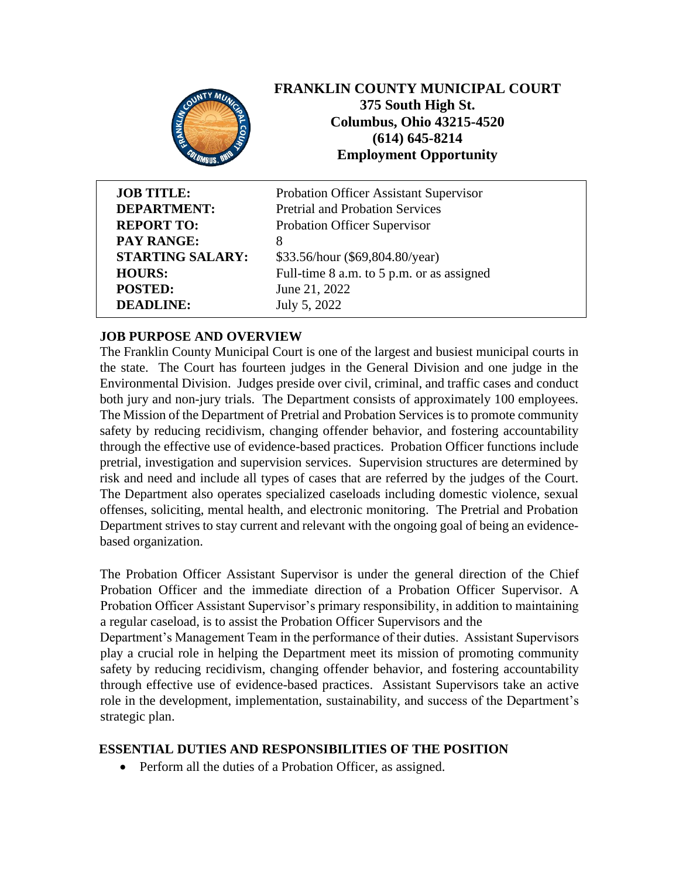# FRANKLIN COUNTY MUNICIPAL COURT

**375 South High St.**
**Columbus, Ohio 43215-4520**
**(614) 645-8214**
**Employment Opportunity**

| | |
|---|---|
| **JOB TITLE:** | Probation Officer Assistant Supervisor |
| **DEPARTMENT:** | Pretrial and Probation Services |
| **REPORT TO:** | Probation Officer Supervisor |
| **PAY RANGE:** | 8 |
| **STARTING SALARY:** | $33.56/hour ($69,804.80/year) |
| **HOURS:** | Full-time 8 a.m. to 5 p.m. or as assigned |
| **POSTED:** | June 21, 2022 |
| **DEADLINE:** | July 5, 2022 |

## JOB PURPOSE AND OVERVIEW

The Franklin County Municipal Court is one of the largest and busiest municipal courts in the state. The Court has fourteen judges in the General Division and one judge in the Environmental Division. Judges preside over civil, criminal, and traffic cases and conduct both jury and non-jury trials. The Department consists of approximately 100 employees. The Mission of the Department of Pretrial and Probation Services is to promote community safety by reducing recidivism, changing offender behavior, and fostering accountability through the effective use of evidence-based practices. Probation Officer functions include pretrial, investigation and supervision services. Supervision structures are determined by risk and need and include all types of cases that are referred by the judges of the Court. The Department also operates specialized caseloads including domestic violence, sexual offenses, soliciting, mental health, and electronic monitoring. The Pretrial and Probation Department strives to stay current and relevant with the ongoing goal of being an evidence-based organization.

The Probation Officer Assistant Supervisor is under the general direction of the Chief Probation Officer and the immediate direction of a Probation Officer Supervisor. A Probation Officer Assistant Supervisor's primary responsibility, in addition to maintaining a regular caseload, is to assist the Probation Officer Supervisors and the Department's Management Team in the performance of their duties. Assistant Supervisors play a crucial role in helping the Department meet its mission of promoting community safety by reducing recidivism, changing offender behavior, and fostering accountability through effective use of evidence-based practices. Assistant Supervisors take an active role in the development, implementation, sustainability, and success of the Department's strategic plan.

## ESSENTIAL DUTIES AND RESPONSIBILITIES OF THE POSITION

- Perform all the duties of a Probation Officer, as assigned.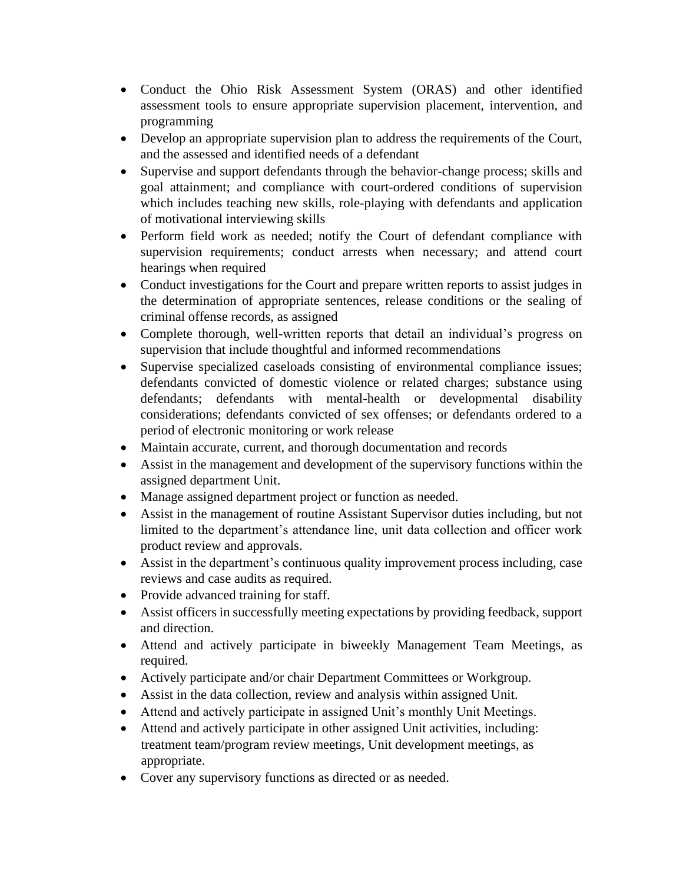- Conduct the Ohio Risk Assessment System (ORAS) and other identified assessment tools to ensure appropriate supervision placement, intervention, and programming
- Develop an appropriate supervision plan to address the requirements of the Court, and the assessed and identified needs of a defendant
- Supervise and support defendants through the behavior-change process; skills and goal attainment; and compliance with court-ordered conditions of supervision which includes teaching new skills, role-playing with defendants and application of motivational interviewing skills
- Perform field work as needed; notify the Court of defendant compliance with supervision requirements; conduct arrests when necessary; and attend court hearings when required
- Conduct investigations for the Court and prepare written reports to assist judges in the determination of appropriate sentences, release conditions or the sealing of criminal offense records, as assigned
- Complete thorough, well-written reports that detail an individual's progress on supervision that include thoughtful and informed recommendations
- Supervise specialized caseloads consisting of environmental compliance issues; defendants convicted of domestic violence or related charges; substance using defendants; defendants with mental-health or developmental disability considerations; defendants convicted of sex offenses; or defendants ordered to a period of electronic monitoring or work release
- Maintain accurate, current, and thorough documentation and records
- Assist in the management and development of the supervisory functions within the assigned department Unit.
- Manage assigned department project or function as needed.
- Assist in the management of routine Assistant Supervisor duties including, but not limited to the department's attendance line, unit data collection and officer work product review and approvals.
- Assist in the department's continuous quality improvement process including, case reviews and case audits as required.
- Provide advanced training for staff.
- Assist officers in successfully meeting expectations by providing feedback, support and direction.
- Attend and actively participate in biweekly Management Team Meetings, as required.
- Actively participate and/or chair Department Committees or Workgroup.
- Assist in the data collection, review and analysis within assigned Unit.
- Attend and actively participate in assigned Unit's monthly Unit Meetings.
- Attend and actively participate in other assigned Unit activities, including: treatment team/program review meetings, Unit development meetings, as appropriate.
- Cover any supervisory functions as directed or as needed.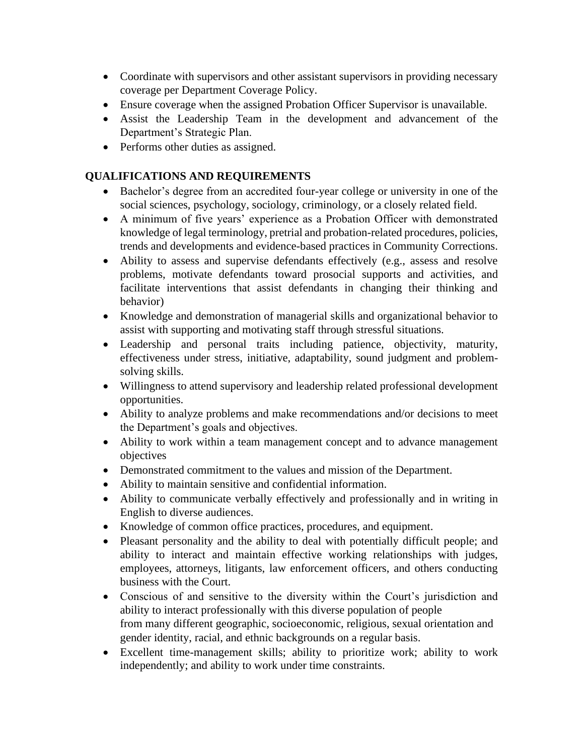- Coordinate with supervisors and other assistant supervisors in providing necessary coverage per Department Coverage Policy.
- Ensure coverage when the assigned Probation Officer Supervisor is unavailable.
- Assist the Leadership Team in the development and advancement of the Department's Strategic Plan.
- Performs other duties as assigned.

**QUALIFICATIONS AND REQUIREMENTS**

- Bachelor's degree from an accredited four-year college or university in one of the social sciences, psychology, sociology, criminology, or a closely related field.
- A minimum of five years' experience as a Probation Officer with demonstrated knowledge of legal terminology, pretrial and probation-related procedures, policies, trends and developments and evidence-based practices in Community Corrections.
- Ability to assess and supervise defendants effectively (e.g., assess and resolve problems, motivate defendants toward prosocial supports and activities, and facilitate interventions that assist defendants in changing their thinking and behavior)
- Knowledge and demonstration of managerial skills and organizational behavior to assist with supporting and motivating staff through stressful situations.
- Leadership and personal traits including patience, objectivity, maturity, effectiveness under stress, initiative, adaptability, sound judgment and problem-solving skills.
- Willingness to attend supervisory and leadership related professional development opportunities.
- Ability to analyze problems and make recommendations and/or decisions to meet the Department's goals and objectives.
- Ability to work within a team management concept and to advance management objectives
- Demonstrated commitment to the values and mission of the Department.
- Ability to maintain sensitive and confidential information.
- Ability to communicate verbally effectively and professionally and in writing in English to diverse audiences.
- Knowledge of common office practices, procedures, and equipment.
- Pleasant personality and the ability to deal with potentially difficult people; and ability to interact and maintain effective working relationships with judges, employees, attorneys, litigants, law enforcement officers, and others conducting business with the Court.
- Conscious of and sensitive to the diversity within the Court's jurisdiction and ability to interact professionally with this diverse population of people from many different geographic, socioeconomic, religious, sexual orientation and gender identity, racial, and ethnic backgrounds on a regular basis.
- Excellent time-management skills; ability to prioritize work; ability to work independently; and ability to work under time constraints.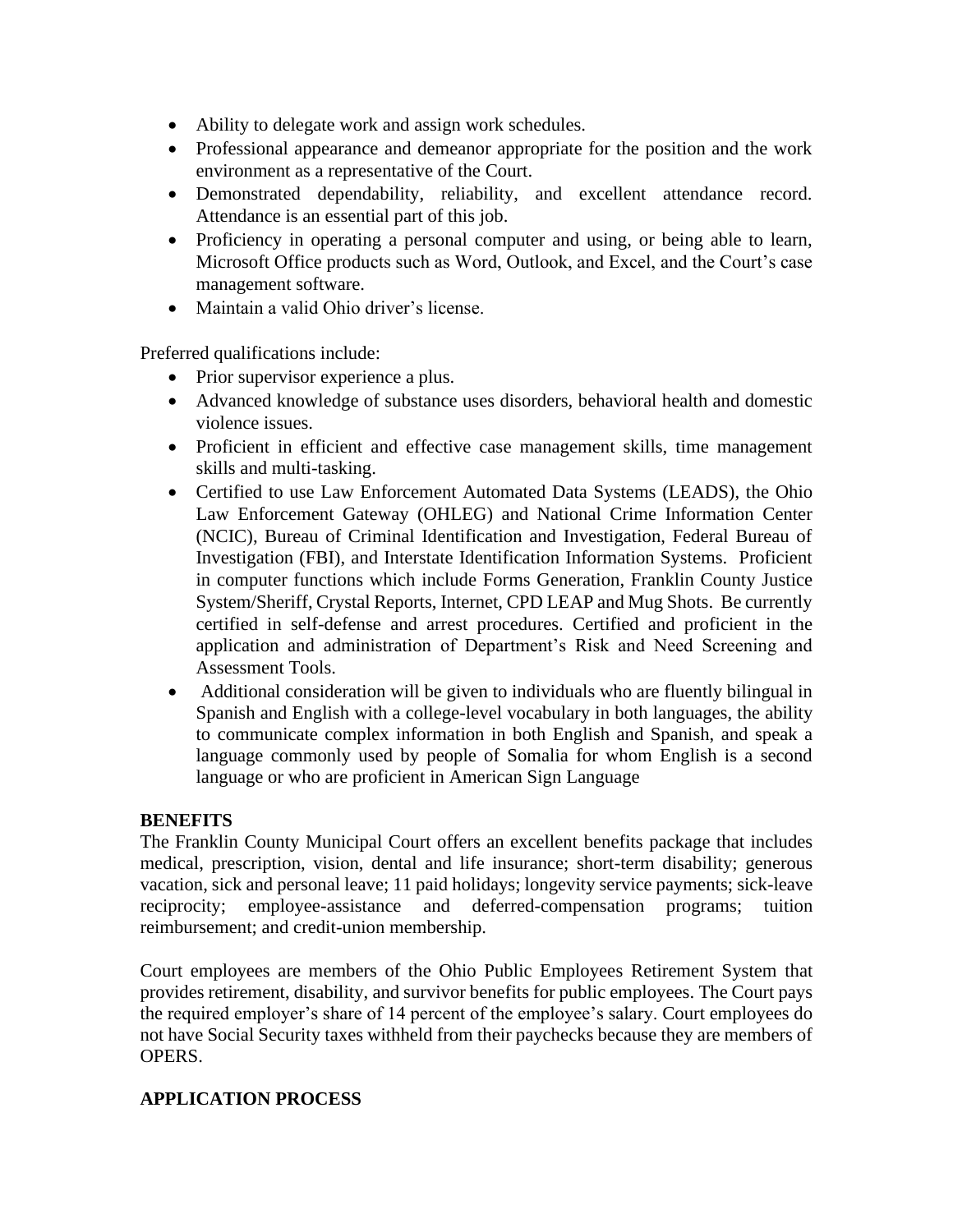- Ability to delegate work and assign work schedules.
- Professional appearance and demeanor appropriate for the position and the work environment as a representative of the Court.
- Demonstrated dependability, reliability, and excellent attendance record. Attendance is an essential part of this job.
- Proficiency in operating a personal computer and using, or being able to learn, Microsoft Office products such as Word, Outlook, and Excel, and the Court's case management software.
- Maintain a valid Ohio driver's license.

Preferred qualifications include:

- Prior supervisor experience a plus.
- Advanced knowledge of substance uses disorders, behavioral health and domestic violence issues.
- Proficient in efficient and effective case management skills, time management skills and multi-tasking.
- Certified to use Law Enforcement Automated Data Systems (LEADS), the Ohio Law Enforcement Gateway (OHLEG) and National Crime Information Center (NCIC), Bureau of Criminal Identification and Investigation, Federal Bureau of Investigation (FBI), and Interstate Identification Information Systems. Proficient in computer functions which include Forms Generation, Franklin County Justice System/Sheriff, Crystal Reports, Internet, CPD LEAP and Mug Shots. Be currently certified in self-defense and arrest procedures. Certified and proficient in the application and administration of Department's Risk and Need Screening and Assessment Tools.
- Additional consideration will be given to individuals who are fluently bilingual in Spanish and English with a college-level vocabulary in both languages, the ability to communicate complex information in both English and Spanish, and speak a language commonly used by people of Somalia for whom English is a second language or who are proficient in American Sign Language

**BENEFITS**

The Franklin County Municipal Court offers an excellent benefits package that includes medical, prescription, vision, dental and life insurance; short-term disability; generous vacation, sick and personal leave; 11 paid holidays; longevity service payments; sick-leave reciprocity; employee-assistance and deferred-compensation programs; tuition reimbursement; and credit-union membership.

Court employees are members of the Ohio Public Employees Retirement System that provides retirement, disability, and survivor benefits for public employees. The Court pays the required employer's share of 14 percent of the employee's salary. Court employees do not have Social Security taxes withheld from their paychecks because they are members of OPERS.

**APPLICATION PROCESS**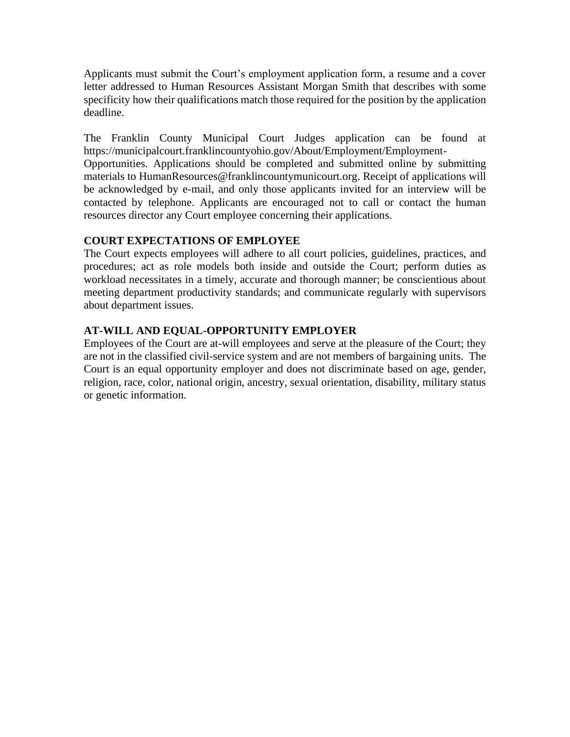Applicants must submit the Court's employment application form, a resume and a cover letter addressed to Human Resources Assistant Morgan Smith that describes with some specificity how their qualifications match those required for the position by the application deadline.

The Franklin County Municipal Court Judges application can be found at https://municipalcourt.franklincountyohio.gov/About/Employment/Employment-Opportunities. Applications should be completed and submitted online by submitting materials to HumanResources@franklincountymunicourt.org. Receipt of applications will be acknowledged by e-mail, and only those applicants invited for an interview will be contacted by telephone. Applicants are encouraged not to call or contact the human resources director any Court employee concerning their applications.

**COURT EXPECTATIONS OF EMPLOYEE**

The Court expects employees will adhere to all court policies, guidelines, practices, and procedures; act as role models both inside and outside the Court; perform duties as workload necessitates in a timely, accurate and thorough manner; be conscientious about meeting department productivity standards; and communicate regularly with supervisors about department issues.

**AT-WILL AND EQUAL-OPPORTUNITY EMPLOYER**

Employees of the Court are at-will employees and serve at the pleasure of the Court; they are not in the classified civil-service system and are not members of bargaining units. The Court is an equal opportunity employer and does not discriminate based on age, gender, religion, race, color, national origin, ancestry, sexual orientation, disability, military status or genetic information.